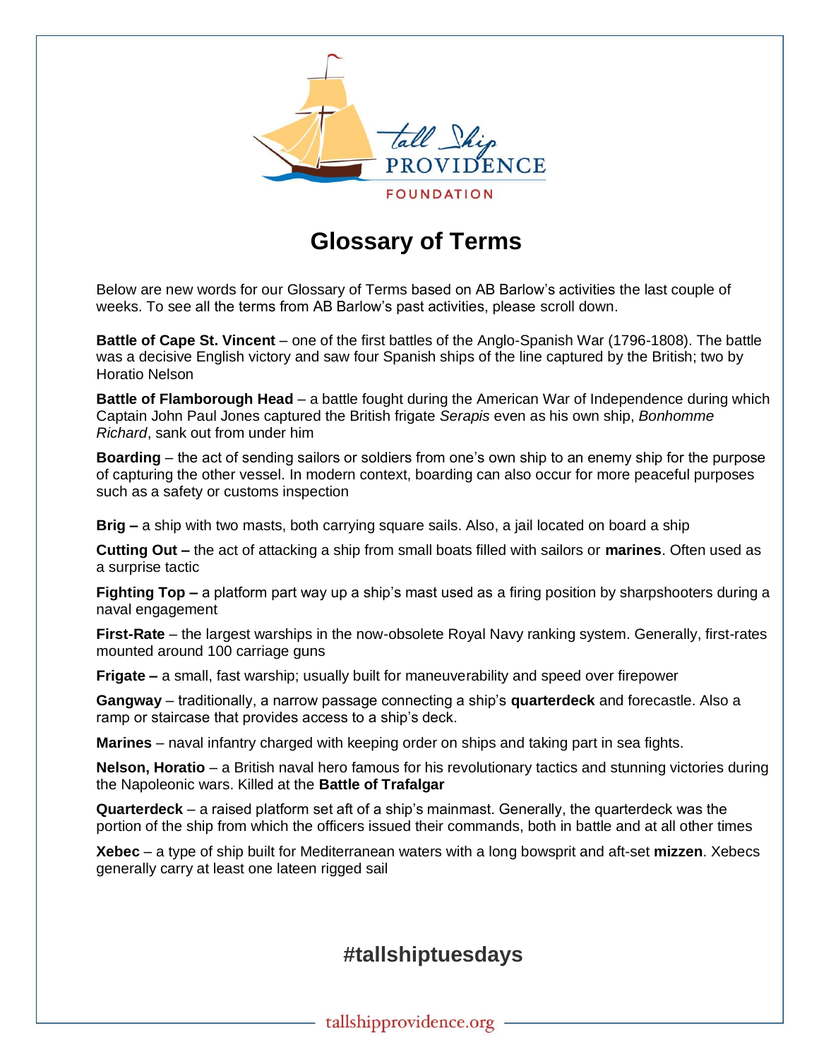# Glossary of Terms

Below are new words for our Glossary of Terms based on AB Barlow's activities the last couple of weeks. To see all the terms from AB Barlow's past activities, please scroll down.

**Battle of Cape St. Vincent** – one of the first battles of the Anglo-Spanish War (1796-1808). The battle was a decisive English victory and saw four Spanish ships of the line captured by the British; two by Horatio Nelson

**Battle of Flamborough Head** – a battle fought during the American War of Independence during which Captain John Paul Jones captured the British frigate *Serapis* even as his own ship, *Bonhomme Richard*, sank out from under him

**Boarding** – the act of sending sailors or soldiers from one's own ship to an enemy ship for the purpose of capturing the other vessel. In modern context, boarding can also occur for more peaceful purposes such as a safety or customs inspection

**Brig –** a ship with two masts, both carrying square sails. Also, a jail located on board a ship

**Cutting Out –** the act of attacking a ship from small boats filled with sailors or **marines**. Often used as a surprise tactic

**Fighting Top –** a platform part way up a ship's mast used as a firing position by sharpshooters during a naval engagement

**First-Rate** – the largest warships in the now-obsolete Royal Navy ranking system. Generally, first-rates mounted around 100 carriage guns

**Frigate –** a small, fast warship; usually built for maneuverability and speed over firepower

**Gangway** – traditionally, a narrow passage connecting a ship's **quarterdeck** and forecastle. Also a ramp or staircase that provides access to a ship's deck.

**Marines** – naval infantry charged with keeping order on ships and taking part in sea fights.

**Nelson, Horatio** – a British naval hero famous for his revolutionary tactics and stunning victories during the Napoleonic wars. Killed at the **Battle of Trafalgar**

**Quarterdeck** – a raised platform set aft of a ship's mainmast. Generally, the quarterdeck was the portion of the ship from which the officers issued their commands, both in battle and at all other times

**Xebec** – a type of ship built for Mediterranean waters with a long bowsprit and aft-set **mizzen**. Xebecs generally carry at least one lateen rigged sail

## #tallshiptuesdays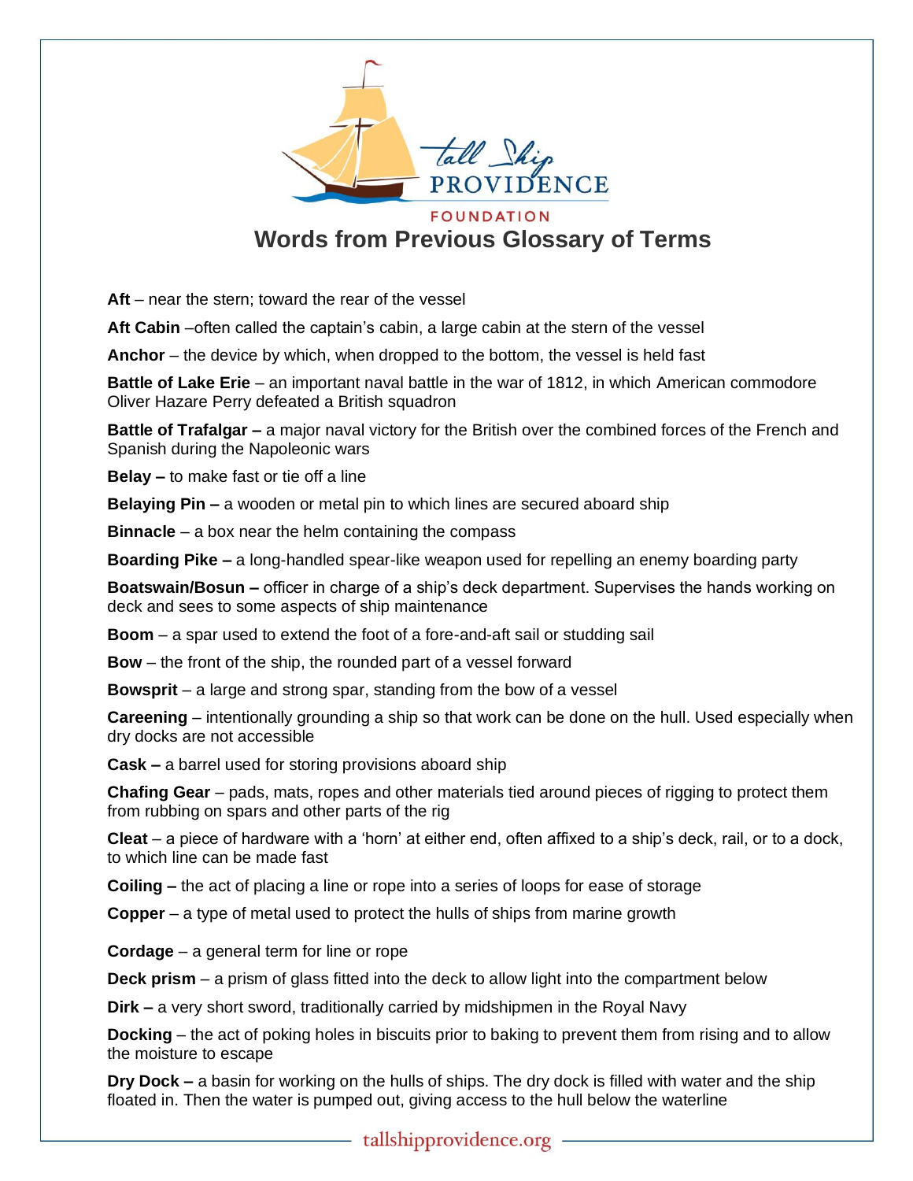# Words from Previous Glossary of Terms

**Aft** – near the stern; toward the rear of the vessel

**Aft Cabin** –often called the captain's cabin, a large cabin at the stern of the vessel

**Anchor** – the device by which, when dropped to the bottom, the vessel is held fast

**Battle of Lake Erie** – an important naval battle in the war of 1812, in which American commodore Oliver Hazare Perry defeated a British squadron

**Battle of Trafalgar –** a major naval victory for the British over the combined forces of the French and Spanish during the Napoleonic wars

**Belay –** to make fast or tie off a line

**Belaying Pin –** a wooden or metal pin to which lines are secured aboard ship

**Binnacle** – a box near the helm containing the compass

**Boarding Pike –** a long-handled spear-like weapon used for repelling an enemy boarding party

**Boatswain/Bosun –** officer in charge of a ship's deck department. Supervises the hands working on deck and sees to some aspects of ship maintenance

**Boom** – a spar used to extend the foot of a fore-and-aft sail or studding sail

**Bow** – the front of the ship, the rounded part of a vessel forward

**Bowsprit** – a large and strong spar, standing from the bow of a vessel

**Careening** – intentionally grounding a ship so that work can be done on the hull. Used especially when dry docks are not accessible

**Cask –** a barrel used for storing provisions aboard ship

**Chafing Gear** – pads, mats, ropes and other materials tied around pieces of rigging to protect them from rubbing on spars and other parts of the rig

**Cleat** – a piece of hardware with a 'horn' at either end, often affixed to a ship's deck, rail, or to a dock, to which line can be made fast

**Coiling –** the act of placing a line or rope into a series of loops for ease of storage

**Copper** – a type of metal used to protect the hulls of ships from marine growth

**Cordage** – a general term for line or rope

**Deck prism** – a prism of glass fitted into the deck to allow light into the compartment below

**Dirk –** a very short sword, traditionally carried by midshipmen in the Royal Navy

**Docking** – the act of poking holes in biscuits prior to baking to prevent them from rising and to allow the moisture to escape

**Dry Dock –** a basin for working on the hulls of ships. The dry dock is filled with water and the ship floated in. Then the water is pumped out, giving access to the hull below the waterline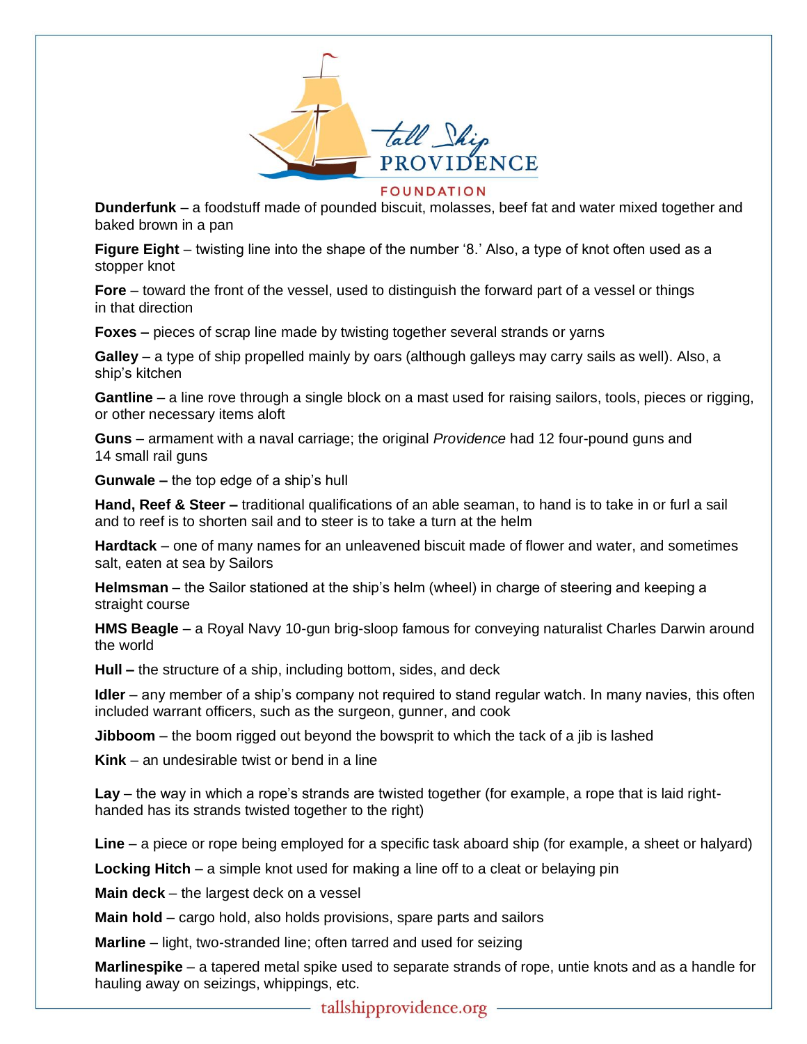**Dunderfunk** – a foodstuff made of pounded biscuit, molasses, beef fat and water mixed together and baked brown in a pan

**Figure Eight** – twisting line into the shape of the number '8.' Also, a type of knot often used as a stopper knot

**Fore** – toward the front of the vessel, used to distinguish the forward part of a vessel or things in that direction

**Foxes –** pieces of scrap line made by twisting together several strands or yarns

**Galley** – a type of ship propelled mainly by oars (although galleys may carry sails as well). Also, a ship's kitchen

**Gantline** – a line rove through a single block on a mast used for raising sailors, tools, pieces or rigging, or other necessary items aloft

**Guns** – armament with a naval carriage; the original *Providence* had 12 four-pound guns and 14 small rail guns

**Gunwale –** the top edge of a ship's hull

**Hand, Reef & Steer –** traditional qualifications of an able seaman, to hand is to take in or furl a sail and to reef is to shorten sail and to steer is to take a turn at the helm

**Hardtack** – one of many names for an unleavened biscuit made of flower and water, and sometimes salt, eaten at sea by Sailors

**Helmsman** – the Sailor stationed at the ship's helm (wheel) in charge of steering and keeping a straight course

**HMS Beagle** – a Royal Navy 10-gun brig-sloop famous for conveying naturalist Charles Darwin around the world

**Hull –** the structure of a ship, including bottom, sides, and deck

**Idler** – any member of a ship's company not required to stand regular watch. In many navies, this often included warrant officers, such as the surgeon, gunner, and cook

**Jibboom** – the boom rigged out beyond the bowsprit to which the tack of a jib is lashed

**Kink** – an undesirable twist or bend in a line

**Lay** – the way in which a rope's strands are twisted together (for example, a rope that is laid right-handed has its strands twisted together to the right)

**Line** – a piece or rope being employed for a specific task aboard ship (for example, a sheet or halyard)

**Locking Hitch** – a simple knot used for making a line off to a cleat or belaying pin

**Main deck** – the largest deck on a vessel

**Main hold** – cargo hold, also holds provisions, spare parts and sailors

**Marline** – light, two-stranded line; often tarred and used for seizing

**Marlinespike** – a tapered metal spike used to separate strands of rope, untie knots and as a handle for hauling away on seizings, whippings, etc.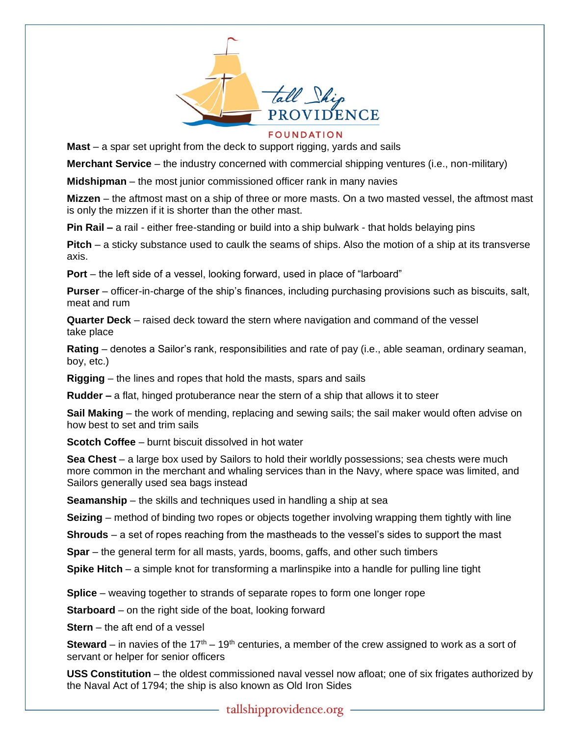**Mast** – a spar set upright from the deck to support rigging, yards and sails

**Merchant Service** – the industry concerned with commercial shipping ventures (i.e., non-military)

**Midshipman** – the most junior commissioned officer rank in many navies

**Mizzen** – the aftmost mast on a ship of three or more masts. On a two masted vessel, the aftmost mast is only the mizzen if it is shorter than the other mast.

**Pin Rail –** a rail - either free-standing or build into a ship bulwark - that holds belaying pins

**Pitch** – a sticky substance used to caulk the seams of ships. Also the motion of a ship at its transverse axis.

**Port** – the left side of a vessel, looking forward, used in place of "larboard"

**Purser** – officer-in-charge of the ship's finances, including purchasing provisions such as biscuits, salt, meat and rum

**Quarter Deck** – raised deck toward the stern where navigation and command of the vessel take place

**Rating** – denotes a Sailor's rank, responsibilities and rate of pay (i.e., able seaman, ordinary seaman, boy, etc.)

**Rigging** – the lines and ropes that hold the masts, spars and sails

**Rudder –** a flat, hinged protuberance near the stern of a ship that allows it to steer

**Sail Making** – the work of mending, replacing and sewing sails; the sail maker would often advise on how best to set and trim sails

**Scotch Coffee** – burnt biscuit dissolved in hot water

**Sea Chest** – a large box used by Sailors to hold their worldly possessions; sea chests were much more common in the merchant and whaling services than in the Navy, where space was limited, and Sailors generally used sea bags instead

**Seamanship** – the skills and techniques used in handling a ship at sea

**Seizing** – method of binding two ropes or objects together involving wrapping them tightly with line

**Shrouds** – a set of ropes reaching from the mastheads to the vessel's sides to support the mast

**Spar** – the general term for all masts, yards, booms, gaffs, and other such timbers

**Spike Hitch** – a simple knot for transforming a marlinspike into a handle for pulling line tight

**Splice** – weaving together to strands of separate ropes to form one longer rope

**Starboard** – on the right side of the boat, looking forward

**Stern** – the aft end of a vessel

**Steward** – in navies of the 17th – 19th centuries, a member of the crew assigned to work as a sort of servant or helper for senior officers

**USS Constitution** – the oldest commissioned naval vessel now afloat; one of six frigates authorized by the Naval Act of 1794; the ship is also known as Old Iron Sides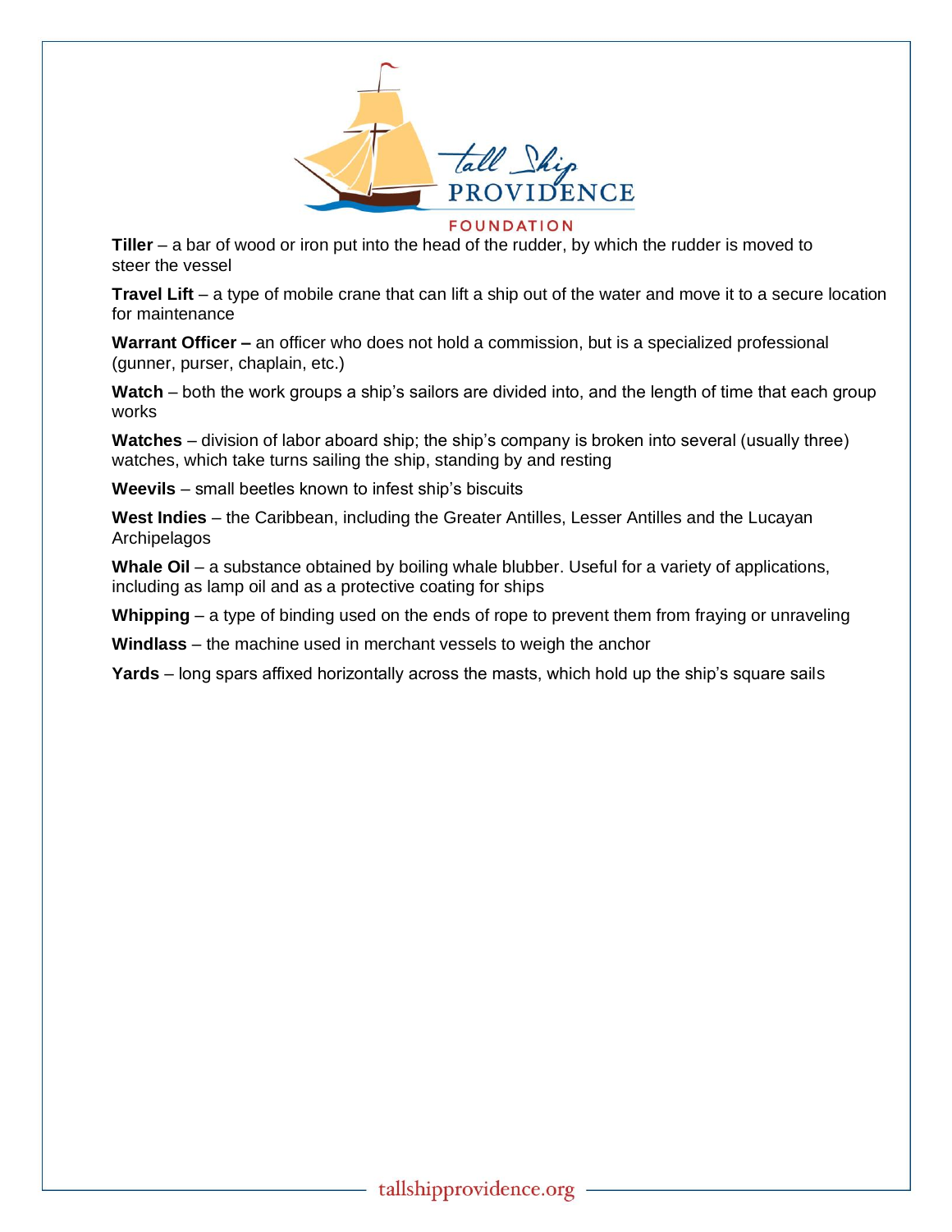**Tiller** – a bar of wood or iron put into the head of the rudder, by which the rudder is moved to steer the vessel

**Travel Lift** – a type of mobile crane that can lift a ship out of the water and move it to a secure location for maintenance

**Warrant Officer –** an officer who does not hold a commission, but is a specialized professional (gunner, purser, chaplain, etc.)

**Watch** – both the work groups a ship's sailors are divided into, and the length of time that each group works

**Watches** – division of labor aboard ship; the ship's company is broken into several (usually three) watches, which take turns sailing the ship, standing by and resting

**Weevils** – small beetles known to infest ship's biscuits

**West Indies** – the Caribbean, including the Greater Antilles, Lesser Antilles and the Lucayan Archipelagos

**Whale Oil** – a substance obtained by boiling whale blubber. Useful for a variety of applications, including as lamp oil and as a protective coating for ships

**Whipping** – a type of binding used on the ends of rope to prevent them from fraying or unraveling

**Windlass** – the machine used in merchant vessels to weigh the anchor

**Yards** – long spars affixed horizontally across the masts, which hold up the ship's square sails